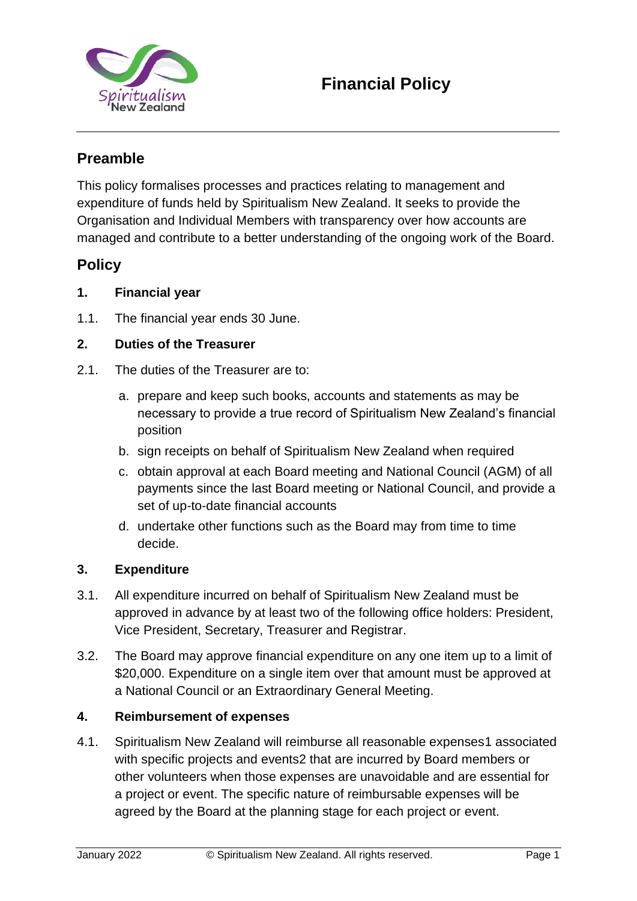# Financial Policy

## Preamble

This policy formalises processes and practices relating to management and expenditure of funds held by Spiritualism New Zealand. It seeks to provide the Organisation and Individual Members with transparency over how accounts are managed and contribute to a better understanding of the ongoing work of the Board.

## Policy

### 1. Financial year

1.1. The financial year ends 30 June.

### 2. Duties of the Treasurer

2.1. The duties of the Treasurer are to:

a. prepare and keep such books, accounts and statements as may be necessary to provide a true record of Spiritualism New Zealand's financial position

b. sign receipts on behalf of Spiritualism New Zealand when required

c. obtain approval at each Board meeting and National Council (AGM) of all payments since the last Board meeting or National Council, and provide a set of up-to-date financial accounts

d. undertake other functions such as the Board may from time to time decide.

### 3. Expenditure

3.1. All expenditure incurred on behalf of Spiritualism New Zealand must be approved in advance by at least two of the following office holders: President, Vice President, Secretary, Treasurer and Registrar.

3.2. The Board may approve financial expenditure on any one item up to a limit of $20,000. Expenditure on a single item over that amount must be approved at a National Council or an Extraordinary General Meeting.

### 4. Reimbursement of expenses

4.1. Spiritualism New Zealand will reimburse all reasonable expenses[1] associated with specific projects and events[2] that are incurred by Board members or other volunteers when those expenses are unavoidable and are essential for a project or event. The specific nature of reimbursable expenses will be agreed by the Board at the planning stage for each project or event.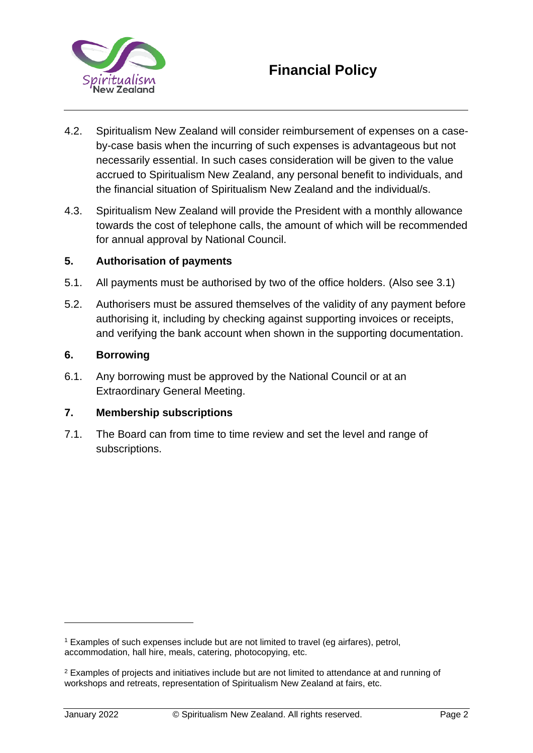4.2. Spiritualism New Zealand will consider reimbursement of expenses on a case-by-case basis when the incurring of such expenses is advantageous but not necessarily essential. In such cases consideration will be given to the value accrued to Spiritualism New Zealand, any personal benefit to individuals, and the financial situation of Spiritualism New Zealand and the individual/s.

4.3. Spiritualism New Zealand will provide the President with a monthly allowance towards the cost of telephone calls, the amount of which will be recommended for annual approval by National Council.

## 5. Authorisation of payments

5.1. All payments must be authorised by two of the office holders. (Also see 3.1)

5.2. Authorisers must be assured themselves of the validity of any payment before authorising it, including by checking against supporting invoices or receipts, and verifying the bank account when shown in the supporting documentation.

## 6. Borrowing

6.1. Any borrowing must be approved by the National Council or at an Extraordinary General Meeting.

## 7. Membership subscriptions

7.1. The Board can from time to time review and set the level and range of subscriptions.

---

[1] Examples of such expenses include but are not limited to travel (eg airfares), petrol, accommodation, hall hire, meals, catering, photocopying, etc.

[2] Examples of projects and initiatives include but are not limited to attendance at and running of workshops and retreats, representation of Spiritualism New Zealand at fairs, etc.